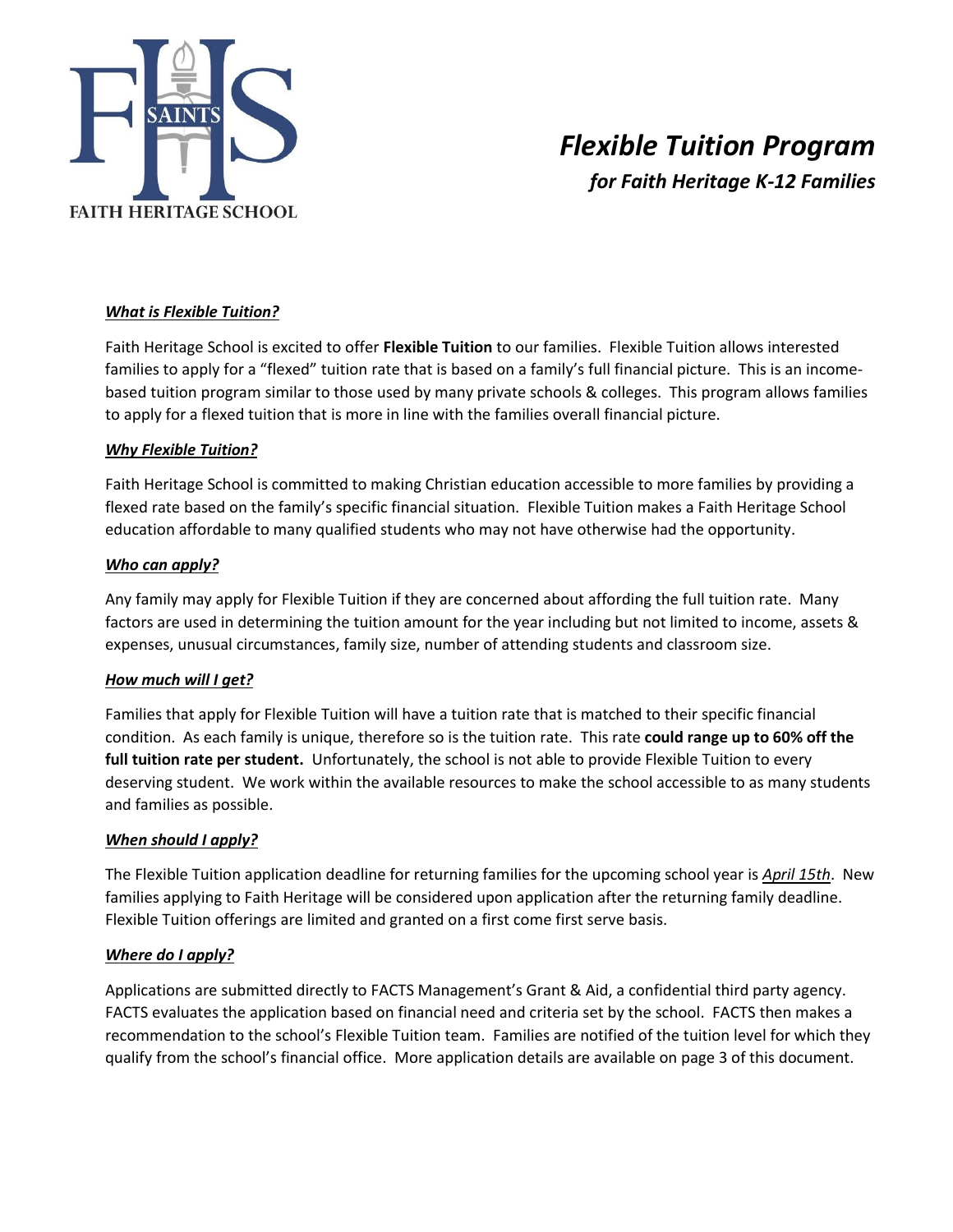FAITH HERITAGE SCHOOL

# *Flexible Tuition Program*

## *for Faith Heritage K-12 Families*

### ***What is Flexible Tuition?***

Faith Heritage School is excited to offer **Flexible Tuition** to our families. Flexible Tuition allows interested families to apply for a "flexed" tuition rate that is based on a family's full financial picture. This is an income-based tuition program similar to those used by many private schools & colleges. This program allows families to apply for a flexed tuition that is more in line with the families overall financial picture.

### ***Why Flexible Tuition?***

Faith Heritage School is committed to making Christian education accessible to more families by providing a flexed rate based on the family's specific financial situation. Flexible Tuition makes a Faith Heritage School education affordable to many qualified students who may not have otherwise had the opportunity.

### ***Who can apply?***

Any family may apply for Flexible Tuition if they are concerned about affording the full tuition rate. Many factors are used in determining the tuition amount for the year including but not limited to income, assets & expenses, unusual circumstances, family size, number of attending students and classroom size.

### ***How much will I get?***

Families that apply for Flexible Tuition will have a tuition rate that is matched to their specific financial condition. As each family is unique, therefore so is the tuition rate. This rate **could range up to 60% off the full tuition rate per student.** Unfortunately, the school is not able to provide Flexible Tuition to every deserving student. We work within the available resources to make the school accessible to as many students and families as possible.

### ***When should I apply?***

The Flexible Tuition application deadline for returning families for the upcoming school year is *April 15th*. New families applying to Faith Heritage will be considered upon application after the returning family deadline. Flexible Tuition offerings are limited and granted on a first come first serve basis.

### ***Where do I apply?***

Applications are submitted directly to FACTS Management's Grant & Aid, a confidential third party agency. FACTS evaluates the application based on financial need and criteria set by the school. FACTS then makes a recommendation to the school's Flexible Tuition team. Families are notified of the tuition level for which they qualify from the school's financial office. More application details are available on page 3 of this document.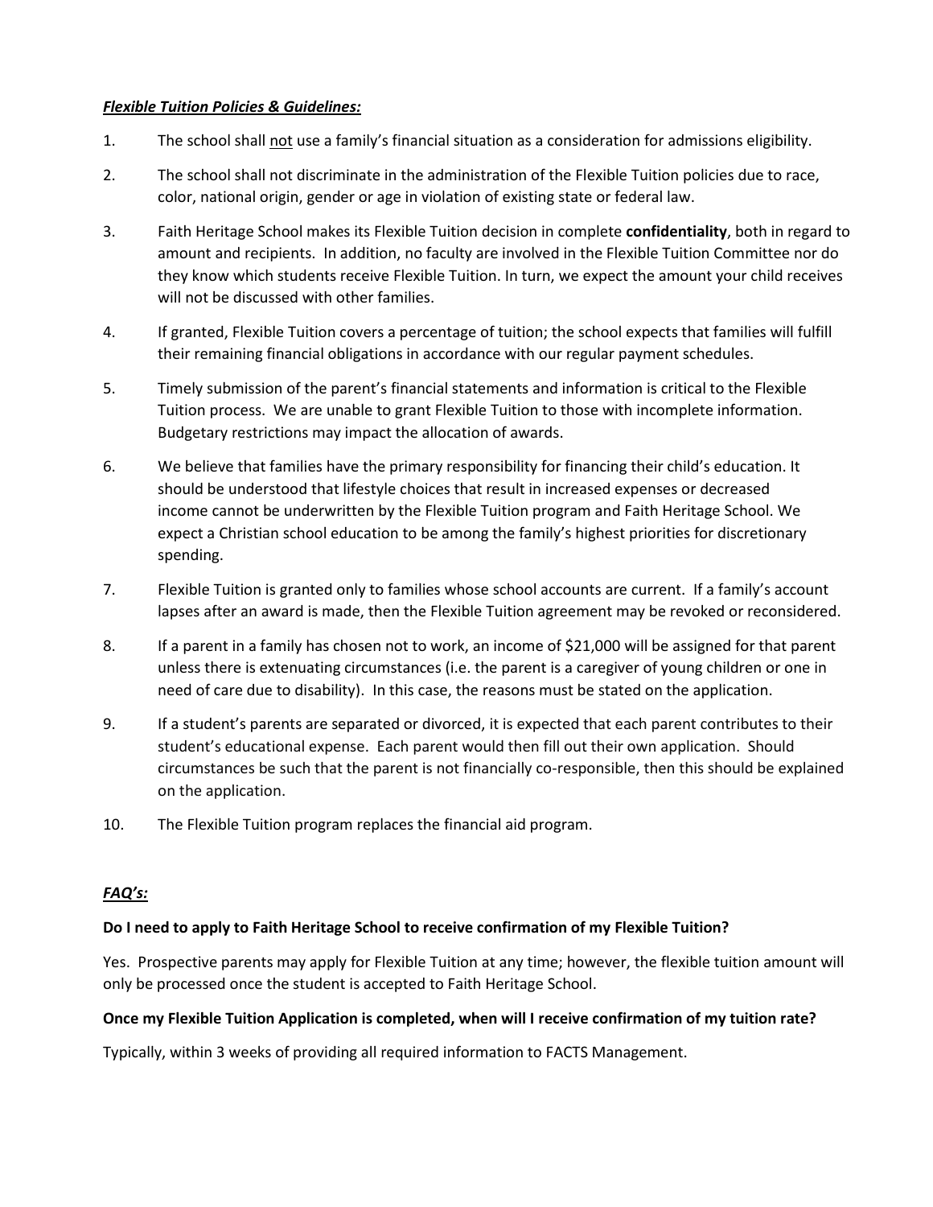***Flexible Tuition Policies & Guidelines:***

1. The school shall <u>not</u> use a family's financial situation as a consideration for admissions eligibility.
2. The school shall not discriminate in the administration of the Flexible Tuition policies due to race, color, national origin, gender or age in violation of existing state or federal law.
3. Faith Heritage School makes its Flexible Tuition decision in complete **confidentiality**, both in regard to amount and recipients. In addition, no faculty are involved in the Flexible Tuition Committee nor do they know which students receive Flexible Tuition. In turn, we expect the amount your child receives will not be discussed with other families.
4. If granted, Flexible Tuition covers a percentage of tuition; the school expects that families will fulfill their remaining financial obligations in accordance with our regular payment schedules.
5. Timely submission of the parent's financial statements and information is critical to the Flexible Tuition process. We are unable to grant Flexible Tuition to those with incomplete information. Budgetary restrictions may impact the allocation of awards.
6. We believe that families have the primary responsibility for financing their child's education. It should be understood that lifestyle choices that result in increased expenses or decreased income cannot be underwritten by the Flexible Tuition program and Faith Heritage School. We expect a Christian school education to be among the family's highest priorities for discretionary spending.
7. Flexible Tuition is granted only to families whose school accounts are current. If a family's account lapses after an award is made, then the Flexible Tuition agreement may be revoked or reconsidered.
8. If a parent in a family has chosen not to work, an income of $21,000 will be assigned for that parent unless there is extenuating circumstances (i.e. the parent is a caregiver of young children or one in need of care due to disability). In this case, the reasons must be stated on the application.
9. If a student's parents are separated or divorced, it is expected that each parent contributes to their student's educational expense. Each parent would then fill out their own application. Should circumstances be such that the parent is not financially co-responsible, then this should be explained on the application.
10. The Flexible Tuition program replaces the financial aid program.

***FAQ's:***

**Do I need to apply to Faith Heritage School to receive confirmation of my Flexible Tuition?**

Yes. Prospective parents may apply for Flexible Tuition at any time; however, the flexible tuition amount will only be processed once the student is accepted to Faith Heritage School.

**Once my Flexible Tuition Application is completed, when will I receive confirmation of my tuition rate?**

Typically, within 3 weeks of providing all required information to FACTS Management.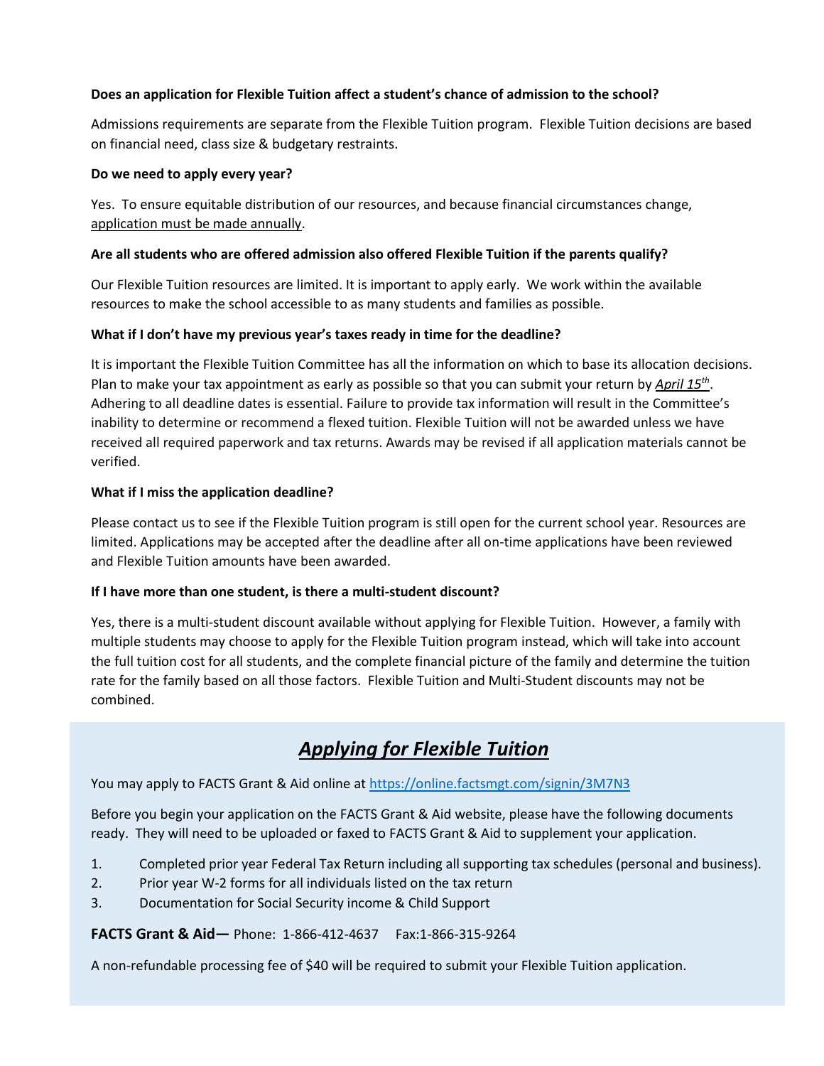**Does an application for Flexible Tuition affect a student's chance of admission to the school?**

Admissions requirements are separate from the Flexible Tuition program. Flexible Tuition decisions are based on financial need, class size & budgetary restraints.

**Do we need to apply every year?**

Yes. To ensure equitable distribution of our resources, and because financial circumstances change, application must be made annually.

**Are all students who are offered admission also offered Flexible Tuition if the parents qualify?**

Our Flexible Tuition resources are limited. It is important to apply early. We work within the available resources to make the school accessible to as many students and families as possible.

**What if I don't have my previous year's taxes ready in time for the deadline?**

It is important the Flexible Tuition Committee has all the information on which to base its allocation decisions. Plan to make your tax appointment as early as possible so that you can submit your return by *April 15th*. Adhering to all deadline dates is essential. Failure to provide tax information will result in the Committee's inability to determine or recommend a flexed tuition. Flexible Tuition will not be awarded unless we have received all required paperwork and tax returns. Awards may be revised if all application materials cannot be verified.

**What if I miss the application deadline?**

Please contact us to see if the Flexible Tuition program is still open for the current school year. Resources are limited. Applications may be accepted after the deadline after all on-time applications have been reviewed and Flexible Tuition amounts have been awarded.

**If I have more than one student, is there a multi-student discount?**

Yes, there is a multi-student discount available without applying for Flexible Tuition. However, a family with multiple students may choose to apply for the Flexible Tuition program instead, which will take into account the full tuition cost for all students, and the complete financial picture of the family and determine the tuition rate for the family based on all those factors. Flexible Tuition and Multi-Student discounts may not be combined.

## ***Applying for Flexible Tuition***

You may apply to FACTS Grant & Aid online at https://online.factsmgt.com/signin/3M7N3

Before you begin your application on the FACTS Grant & Aid website, please have the following documents ready. They will need to be uploaded or faxed to FACTS Grant & Aid to supplement your application.

1. Completed prior year Federal Tax Return including all supporting tax schedules (personal and business).
2. Prior year W-2 forms for all individuals listed on the tax return
3. Documentation for Social Security income & Child Support

**FACTS Grant & Aid—** Phone: 1-866-412-4637 Fax:1-866-315-9264

A non-refundable processing fee of $40 will be required to submit your Flexible Tuition application.